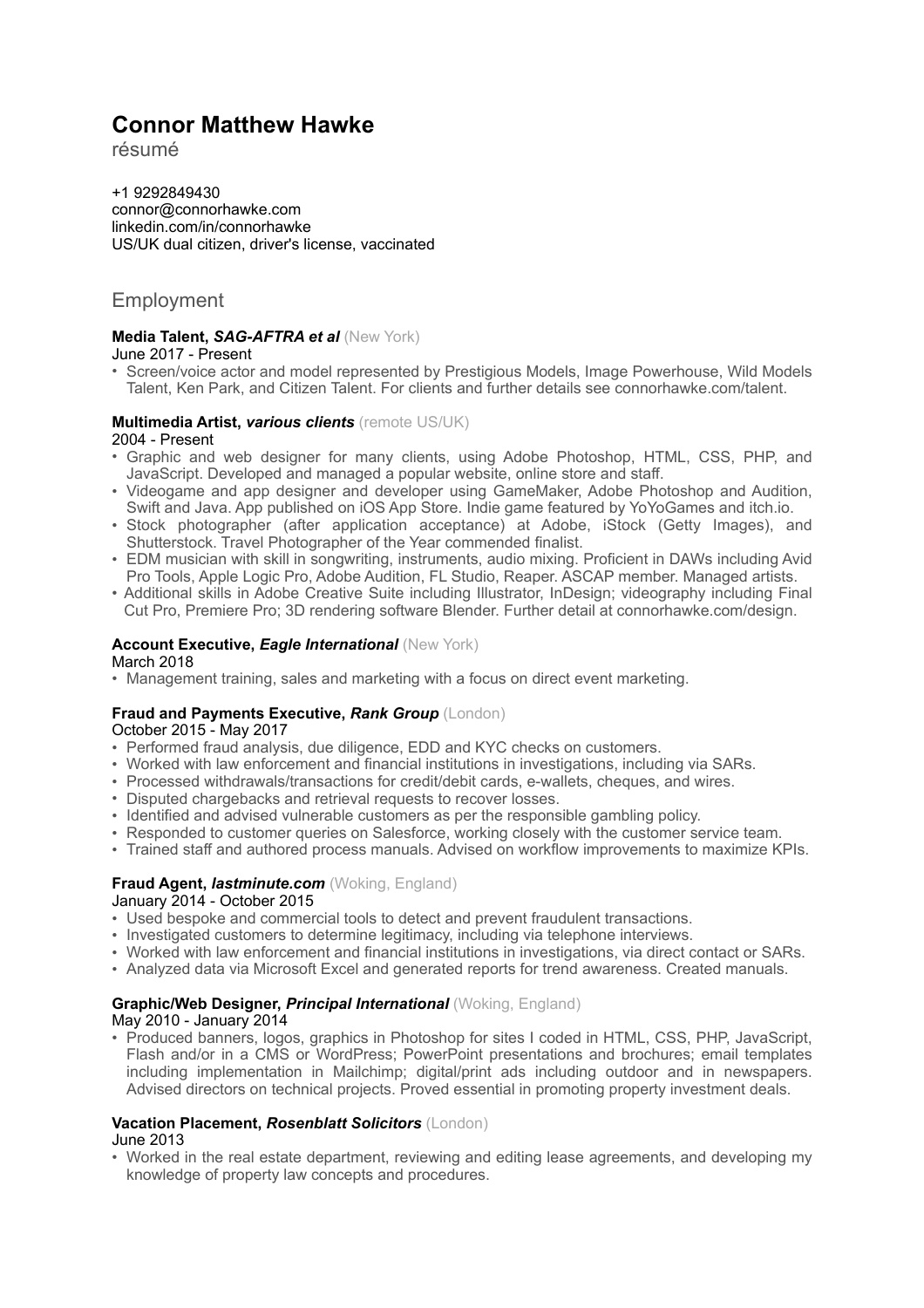# Connor Matthew Hawke

résumé

+1 9292849430
connor@connorhawke.com
linkedin.com/in/connorhawke
US/UK dual citizen, driver's license, vaccinated

## Employment

**Media Talent, *SAG-AFTRA et al*** (New York)
June 2017 - Present

- Screen/voice actor and model represented by Prestigious Models, Image Powerhouse, Wild Models Talent, Ken Park, and Citizen Talent. For clients and further details see connorhawke.com/talent.

**Multimedia Artist, *various clients*** (remote US/UK)
2004 - Present

- Graphic and web designer for many clients, using Adobe Photoshop, HTML, CSS, PHP, and JavaScript. Developed and managed a popular website, online store and staff.
- Videogame and app designer and developer using GameMaker, Adobe Photoshop and Audition, Swift and Java. App published on iOS App Store. Indie game featured by YoYoGames and itch.io.
- Stock photographer (after application acceptance) at Adobe, iStock (Getty Images), and Shutterstock. Travel Photographer of the Year commended finalist.
- EDM musician with skill in songwriting, instruments, audio mixing. Proficient in DAWs including Avid Pro Tools, Apple Logic Pro, Adobe Audition, FL Studio, Reaper. ASCAP member. Managed artists.
- Additional skills in Adobe Creative Suite including Illustrator, InDesign; videography including Final Cut Pro, Premiere Pro; 3D rendering software Blender. Further detail at connorhawke.com/design.

**Account Executive, *Eagle International*** (New York)
March 2018

- Management training, sales and marketing with a focus on direct event marketing.

**Fraud and Payments Executive, *Rank Group*** (London)
October 2015 - May 2017

- Performed fraud analysis, due diligence, EDD and KYC checks on customers.
- Worked with law enforcement and financial institutions in investigations, including via SARs.
- Processed withdrawals/transactions for credit/debit cards, e-wallets, cheques, and wires.
- Disputed chargebacks and retrieval requests to recover losses.
- Identified and advised vulnerable customers as per the responsible gambling policy.
- Responded to customer queries on Salesforce, working closely with the customer service team.
- Trained staff and authored process manuals. Advised on workflow improvements to maximize KPIs.

**Fraud Agent, *lastminute.com*** (Woking, England)
January 2014 - October 2015

- Used bespoke and commercial tools to detect and prevent fraudulent transactions.
- Investigated customers to determine legitimacy, including via telephone interviews.
- Worked with law enforcement and financial institutions in investigations, via direct contact or SARs.
- Analyzed data via Microsoft Excel and generated reports for trend awareness. Created manuals.

**Graphic/Web Designer, *Principal International*** (Woking, England)
May 2010 - January 2014

- Produced banners, logos, graphics in Photoshop for sites I coded in HTML, CSS, PHP, JavaScript, Flash and/or in a CMS or WordPress; PowerPoint presentations and brochures; email templates including implementation in Mailchimp; digital/print ads including outdoor and in newspapers. Advised directors on technical projects. Proved essential in promoting property investment deals.

**Vacation Placement, *Rosenblatt Solicitors*** (London)
June 2013

- Worked in the real estate department, reviewing and editing lease agreements, and developing my knowledge of property law concepts and procedures.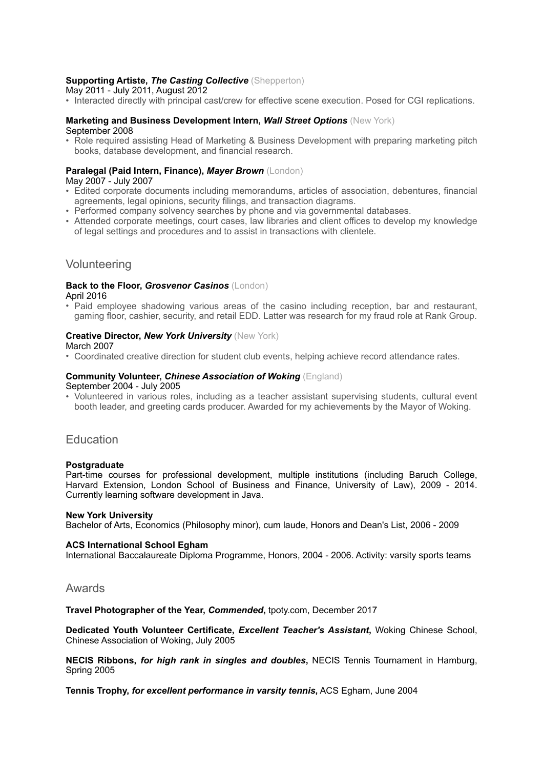**Supporting Artiste, *The Casting Collective*** (Shepperton)
May 2011 - July 2011, August 2012

- Interacted directly with principal cast/crew for effective scene execution. Posed for CGI replications.

**Marketing and Business Development Intern, *Wall Street Options*** (New York)
September 2008

- Role required assisting Head of Marketing & Business Development with preparing marketing pitch books, database development, and financial research.

**Paralegal (Paid Intern, Finance), *Mayer Brown*** (London)
May 2007 - July 2007

- Edited corporate documents including memorandums, articles of association, debentures, financial agreements, legal opinions, security filings, and transaction diagrams.
- Performed company solvency searches by phone and via governmental databases.
- Attended corporate meetings, court cases, law libraries and client offices to develop my knowledge of legal settings and procedures and to assist in transactions with clientele.

## Volunteering

**Back to the Floor, *Grosvenor Casinos*** (London)
April 2016

- Paid employee shadowing various areas of the casino including reception, bar and restaurant, gaming floor, cashier, security, and retail EDD. Latter was research for my fraud role at Rank Group.

**Creative Director, *New York University*** (New York)
March 2007

- Coordinated creative direction for student club events, helping achieve record attendance rates.

**Community Volunteer, *Chinese Association of Woking*** (England)
September 2004 - July 2005

- Volunteered in various roles, including as a teacher assistant supervising students, cultural event booth leader, and greeting cards producer. Awarded for my achievements by the Mayor of Woking.

## Education

**Postgraduate**
Part-time courses for professional development, multiple institutions (including Baruch College, Harvard Extension, London School of Business and Finance, University of Law), 2009 - 2014. Currently learning software development in Java.

**New York University**
Bachelor of Arts, Economics (Philosophy minor), cum laude, Honors and Dean's List, 2006 - 2009

**ACS International School Egham**
International Baccalaureate Diploma Programme, Honors, 2004 - 2006. Activity: varsity sports teams

## Awards

**Travel Photographer of the Year, *Commended*,** tpoty.com, December 2017

**Dedicated Youth Volunteer Certificate, *Excellent Teacher's Assistant*,** Woking Chinese School, Chinese Association of Woking, July 2005

**NECIS Ribbons, *for high rank in singles and doubles*,** NECIS Tennis Tournament in Hamburg, Spring 2005

**Tennis Trophy, *for excellent performance in varsity tennis*,** ACS Egham, June 2004